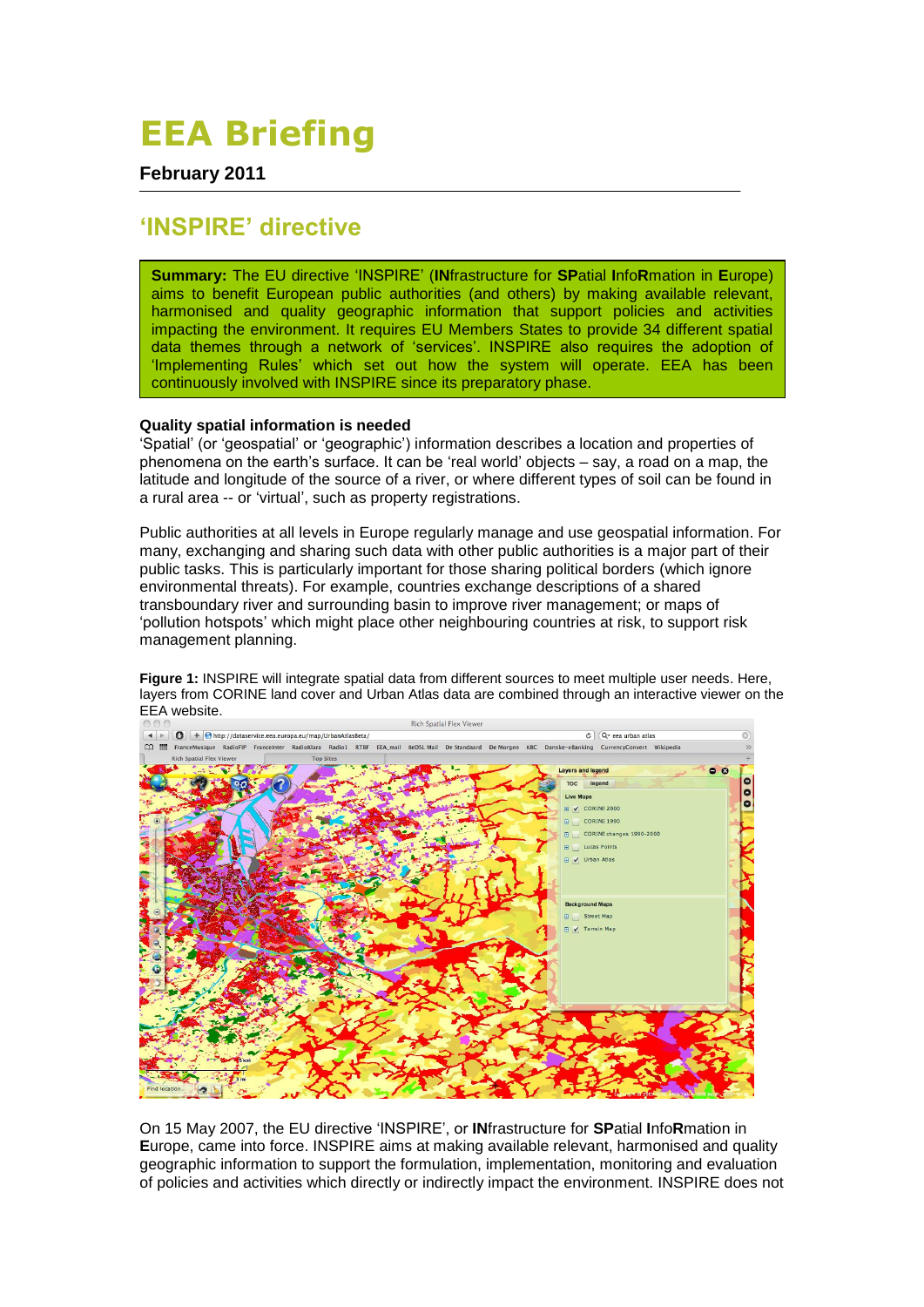# EEA Briefing

**February 2011**

## 'INSPIRE' directive

**Summary:** The EU directive 'INSPIRE' (**IN**frastructure for **SP**atial **I**nfo**R**mation in **E**urope) aims to benefit European public authorities (and others) by making available relevant, harmonised and quality geographic information that support policies and activities impacting the environment. It requires EU Members States to provide 34 different spatial data themes through a network of 'services'. INSPIRE also requires the adoption of 'Implementing Rules' which set out how the system will operate. EEA has been continuously involved with INSPIRE since its preparatory phase.

**Quality spatial information is needed**

'Spatial' (or 'geospatial' or 'geographic') information describes a location and properties of phenomena on the earth's surface. It can be 'real world' objects – say, a road on a map, the latitude and longitude of the source of a river, or where different types of soil can be found in a rural area -- or 'virtual', such as property registrations.

Public authorities at all levels in Europe regularly manage and use geospatial information. For many, exchanging and sharing such data with other public authorities is a major part of their public tasks. This is particularly important for those sharing political borders (which ignore environmental threats). For example, countries exchange descriptions of a shared transboundary river and surrounding basin to improve river management; or maps of 'pollution hotspots' which might place other neighbouring countries at risk, to support risk management planning.

**Figure 1:** INSPIRE will integrate spatial data from different sources to meet multiple user needs. Here, layers from CORINE land cover and Urban Atlas data are combined through an interactive viewer on the EEA website.

On 15 May 2007, the EU directive 'INSPIRE', or **IN**frastructure for **SP**atial **I**nfo**R**mation in **E**urope, came into force. INSPIRE aims at making available relevant, harmonised and quality geographic information to support the formulation, implementation, monitoring and evaluation of policies and activities which directly or indirectly impact the environment. INSPIRE does not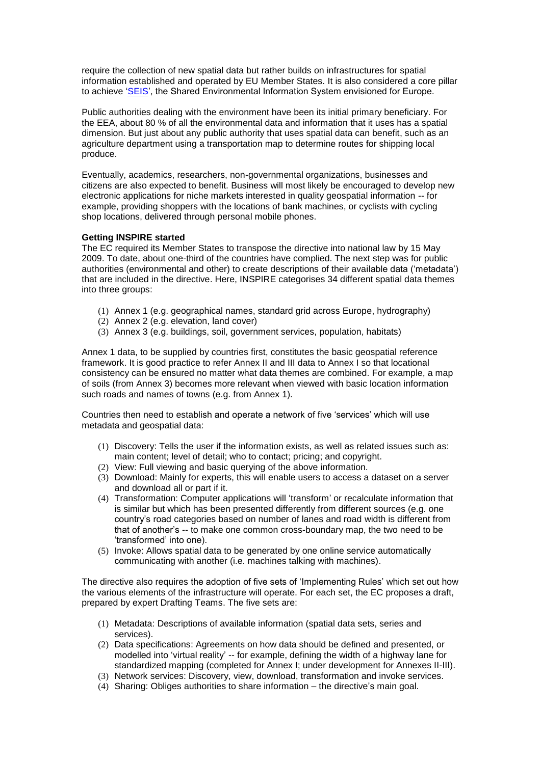require the collection of new spatial data but rather builds on infrastructures for spatial information established and operated by EU Member States. It is also considered a core pillar to achieve '[SEIS](#)', the Shared Environmental Information System envisioned for Europe.

Public authorities dealing with the environment have been its initial primary beneficiary. For the EEA, about 80 % of all the environmental data and information that it uses has a spatial dimension. But just about any public authority that uses spatial data can benefit, such as an agriculture department using a transportation map to determine routes for shipping local produce.

Eventually, academics, researchers, non-governmental organizations, businesses and citizens are also expected to benefit. Business will most likely be encouraged to develop new electronic applications for niche markets interested in quality geospatial information -- for example, providing shoppers with the locations of bank machines, or cyclists with cycling shop locations, delivered through personal mobile phones.

**Getting INSPIRE started**

The EC required its Member States to transpose the directive into national law by 15 May 2009. To date, about one-third of the countries have complied. The next step was for public authorities (environmental and other) to create descriptions of their available data ('metadata') that are included in the directive. Here, INSPIRE categorises 34 different spatial data themes into three groups:

(1) Annex 1 (e.g. geographical names, standard grid across Europe, hydrography)
(2) Annex 2 (e.g. elevation, land cover)
(3) Annex 3 (e.g. buildings, soil, government services, population, habitats)

Annex 1 data, to be supplied by countries first, constitutes the basic geospatial reference framework. It is good practice to refer Annex II and III data to Annex I so that locational consistency can be ensured no matter what data themes are combined. For example, a map of soils (from Annex 3) becomes more relevant when viewed with basic location information such roads and names of towns (e.g. from Annex 1).

Countries then need to establish and operate a network of five 'services' which will use metadata and geospatial data:

(1) Discovery: Tells the user if the information exists, as well as related issues such as: main content; level of detail; who to contact; pricing; and copyright.
(2) View: Full viewing and basic querying of the above information.
(3) Download: Mainly for experts, this will enable users to access a dataset on a server and download all or part if it.
(4) Transformation: Computer applications will 'transform' or recalculate information that is similar but which has been presented differently from different sources (e.g. one country's road categories based on number of lanes and road width is different from that of another's -- to make one common cross-boundary map, the two need to be 'transformed' into one).
(5) Invoke: Allows spatial data to be generated by one online service automatically communicating with another (i.e. machines talking with machines).

The directive also requires the adoption of five sets of 'Implementing Rules' which set out how the various elements of the infrastructure will operate. For each set, the EC proposes a draft, prepared by expert Drafting Teams. The five sets are:

(1) Metadata: Descriptions of available information (spatial data sets, series and services).
(2) Data specifications: Agreements on how data should be defined and presented, or modelled into 'virtual reality' -- for example, defining the width of a highway lane for standardized mapping (completed for Annex I; under development for Annexes II-III).
(3) Network services: Discovery, view, download, transformation and invoke services.
(4) Sharing: Obliges authorities to share information – the directive's main goal.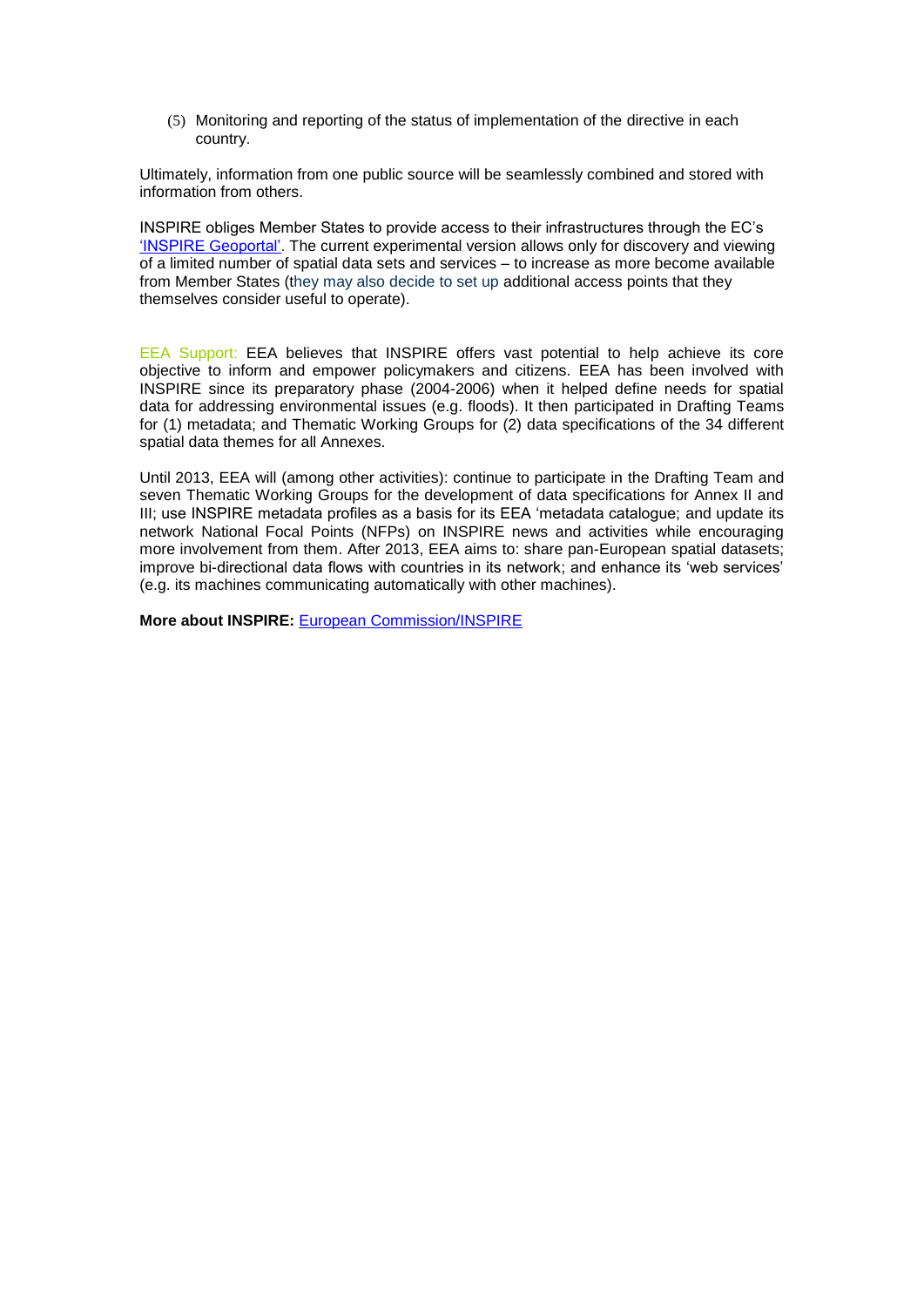(5) Monitoring and reporting of the status of implementation of the directive in each country.

Ultimately, information from one public source will be seamlessly combined and stored with information from others.

INSPIRE obliges Member States to provide access to their infrastructures through the EC's 'INSPIRE Geoportal'. The current experimental version allows only for discovery and viewing of a limited number of spatial data sets and services – to increase as more become available from Member States (they may also decide to set up additional access points that they themselves consider useful to operate).

EEA Support: EEA believes that INSPIRE offers vast potential to help achieve its core objective to inform and empower policymakers and citizens. EEA has been involved with INSPIRE since its preparatory phase (2004-2006) when it helped define needs for spatial data for addressing environmental issues (e.g. floods). It then participated in Drafting Teams for (1) metadata; and Thematic Working Groups for (2) data specifications of the 34 different spatial data themes for all Annexes.

Until 2013, EEA will (among other activities): continue to participate in the Drafting Team and seven Thematic Working Groups for the development of data specifications for Annex II and III; use INSPIRE metadata profiles as a basis for its EEA 'metadata catalogue; and update its network National Focal Points (NFPs) on INSPIRE news and activities while encouraging more involvement from them. After 2013, EEA aims to: share pan-European spatial datasets; improve bi-directional data flows with countries in its network; and enhance its 'web services' (e.g. its machines communicating automatically with other machines).

**More about INSPIRE:** European Commission/INSPIRE